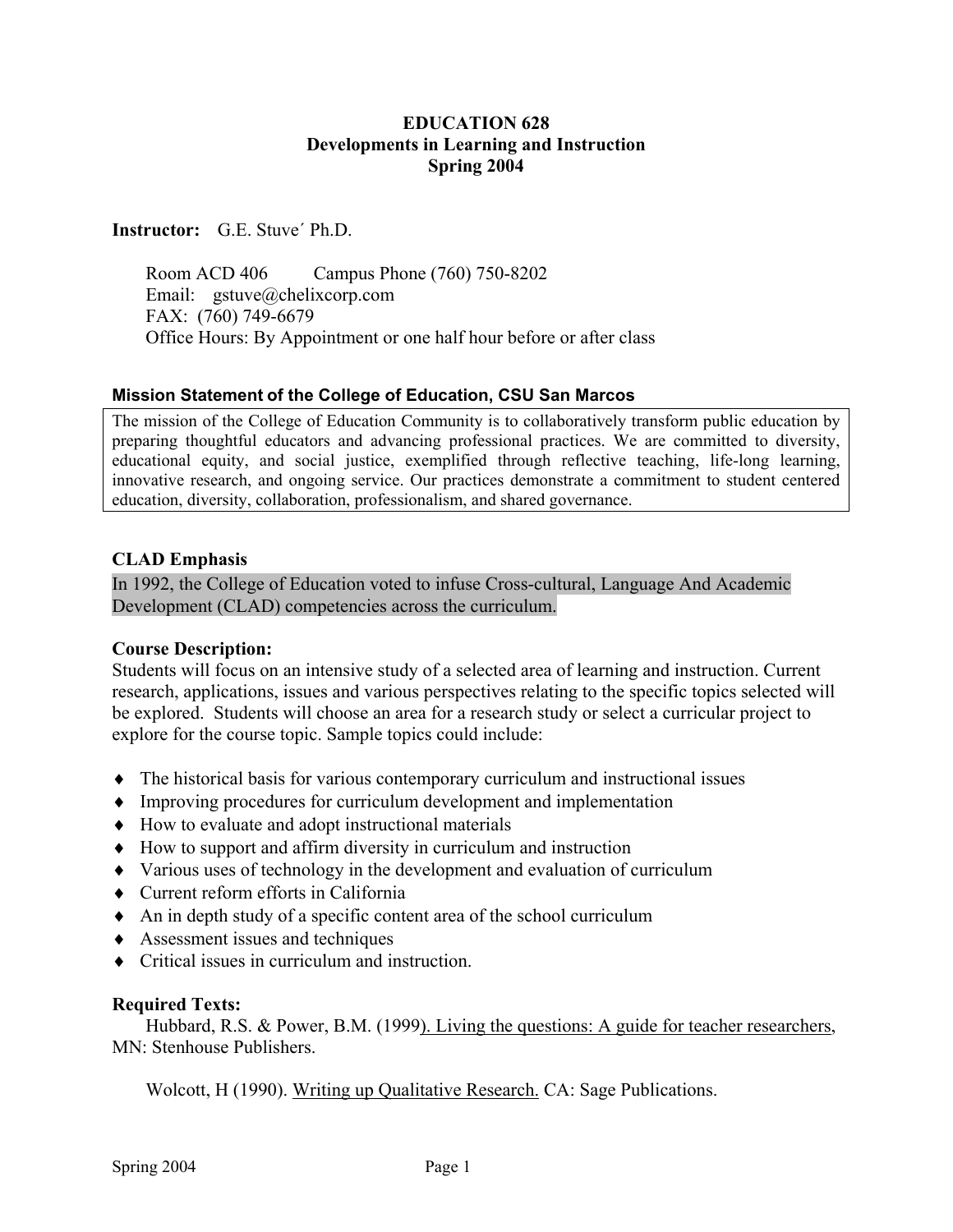# EDUCATION 628
## Developments in Learning and Instruction
### Spring 2004

**Instructor:** G.E. Stuve´ Ph.D.

Room ACD 406 Campus Phone (760) 750-8202
Email: gstuve@chelixcorp.com
FAX: (760) 749-6679
Office Hours: By Appointment or one half hour before or after class

**Mission Statement of the College of Education, CSU San Marcos**

The mission of the College of Education Community is to collaboratively transform public education by preparing thoughtful educators and advancing professional practices. We are committed to diversity, educational equity, and social justice, exemplified through reflective teaching, life-long learning, innovative research, and ongoing service. Our practices demonstrate a commitment to student centered education, diversity, collaboration, professionalism, and shared governance.

**CLAD Emphasis**

In 1992, the College of Education voted to infuse Cross-cultural, Language And Academic Development (CLAD) competencies across the curriculum.

**Course Description:**

Students will focus on an intensive study of a selected area of learning and instruction. Current research, applications, issues and various perspectives relating to the specific topics selected will be explored. Students will choose an area for a research study or select a curricular project to explore for the course topic. Sample topics could include:

- The historical basis for various contemporary curriculum and instructional issues
- Improving procedures for curriculum development and implementation
- How to evaluate and adopt instructional materials
- How to support and affirm diversity in curriculum and instruction
- Various uses of technology in the development and evaluation of curriculum
- Current reform efforts in California
- An in depth study of a specific content area of the school curriculum
- Assessment issues and techniques
- Critical issues in curriculum and instruction.

**Required Texts:**

Hubbard, R.S. & Power, B.M. (1999). Living the questions: A guide for teacher researchers, MN: Stenhouse Publishers.

Wolcott, H (1990). Writing up Qualitative Research. CA: Sage Publications.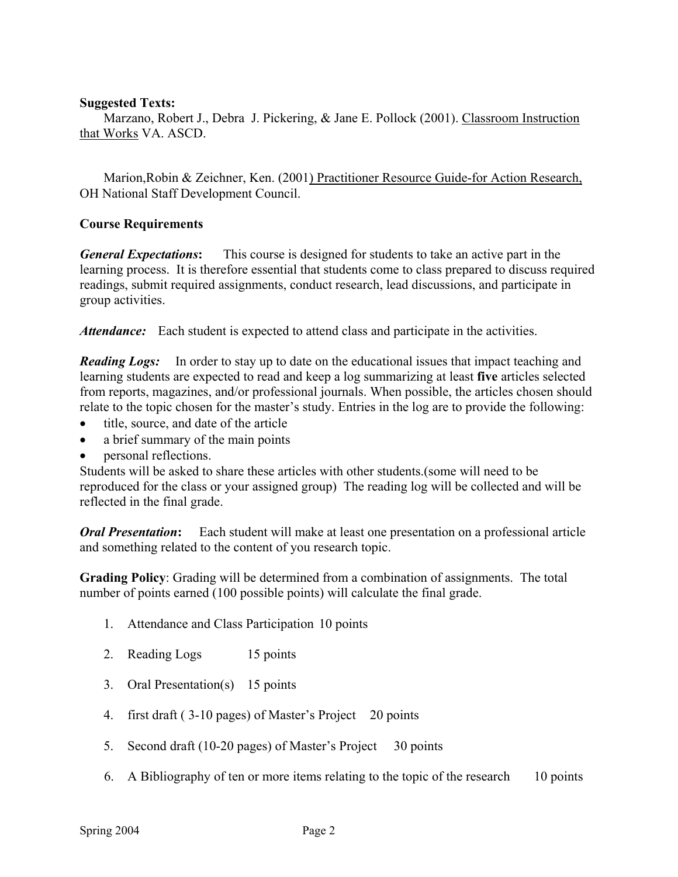**Suggested Texts:**

Marzano, Robert J., Debra J. Pickering, & Jane E. Pollock (2001). Classroom Instruction that Works VA. ASCD.

Marion,Robin & Zeichner, Ken. (2001) Practitioner Resource Guide-for Action Research, OH National Staff Development Council.

**Course Requirements**

***General Expectations*:** This course is designed for students to take an active part in the learning process. It is therefore essential that students come to class prepared to discuss required readings, submit required assignments, conduct research, lead discussions, and participate in group activities.

***Attendance:*** Each student is expected to attend class and participate in the activities.

***Reading Logs:*** In order to stay up to date on the educational issues that impact teaching and learning students are expected to read and keep a log summarizing at least **five** articles selected from reports, magazines, and/or professional journals. When possible, the articles chosen should relate to the topic chosen for the master's study. Entries in the log are to provide the following:

- title, source, and date of the article
- a brief summary of the main points
- personal reflections.

Students will be asked to share these articles with other students.(some will need to be reproduced for the class or your assigned group) The reading log will be collected and will be reflected in the final grade.

***Oral Presentation*:** Each student will make at least one presentation on a professional article and something related to the content of you research topic.

**Grading Policy**: Grading will be determined from a combination of assignments. The total number of points earned (100 possible points) will calculate the final grade.

1. Attendance and Class Participation 10 points
2. Reading Logs 15 points
3. Oral Presentation(s) 15 points
4. first draft ( 3-10 pages) of Master's Project 20 points
5. Second draft (10-20 pages) of Master's Project 30 points
6. A Bibliography of ten or more items relating to the topic of the research 10 points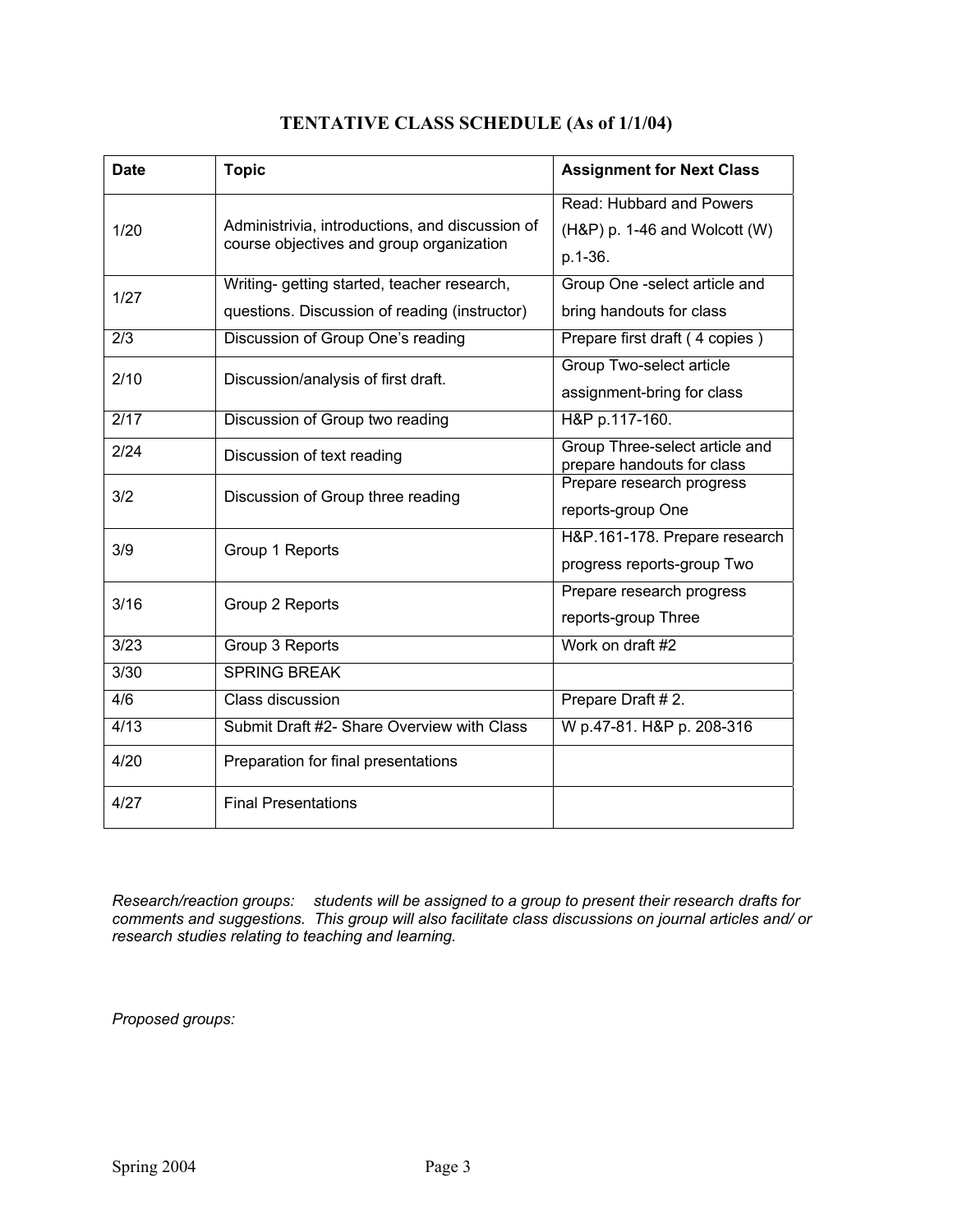## TENTATIVE CLASS SCHEDULE (As of 1/1/04)

| Date | Topic | Assignment for Next Class |
|---|---|---|
| 1/20 | Administrivia, introductions, and discussion of course objectives and group organization | Read: Hubbard and Powers (H&P) p. 1-46 and Wolcott (W) p.1-36. |
| 1/27 | Writing- getting started, teacher research, questions. Discussion of reading (instructor) | Group One -select article and bring handouts for class |
| 2/3 | Discussion of Group One's reading | Prepare first draft ( 4 copies ) |
| 2/10 | Discussion/analysis of first draft. | Group Two-select article assignment-bring for class |
| 2/17 | Discussion of Group two reading | H&P p.117-160. |
| 2/24 | Discussion of text reading | Group Three-select article and prepare handouts for class |
| 3/2 | Discussion of Group three reading | Prepare research progress reports-group One |
| 3/9 | Group 1 Reports | H&P.161-178. Prepare research progress reports-group Two |
| 3/16 | Group 2 Reports | Prepare research progress reports-group Three |
| 3/23 | Group 3 Reports | Work on draft #2 |
| 3/30 | SPRING BREAK | |
| 4/6 | Class discussion | Prepare Draft # 2. |
| 4/13 | Submit Draft #2- Share Overview with Class | W p.47-81. H&P p. 208-316 |
| 4/20 | Preparation for final presentations | |
| 4/27 | Final Presentations | |

*Research/reaction groups: students will be assigned to a group to present their research drafts for comments and suggestions. This group will also facilitate class discussions on journal articles and/ or research studies relating to teaching and learning.*

*Proposed groups:*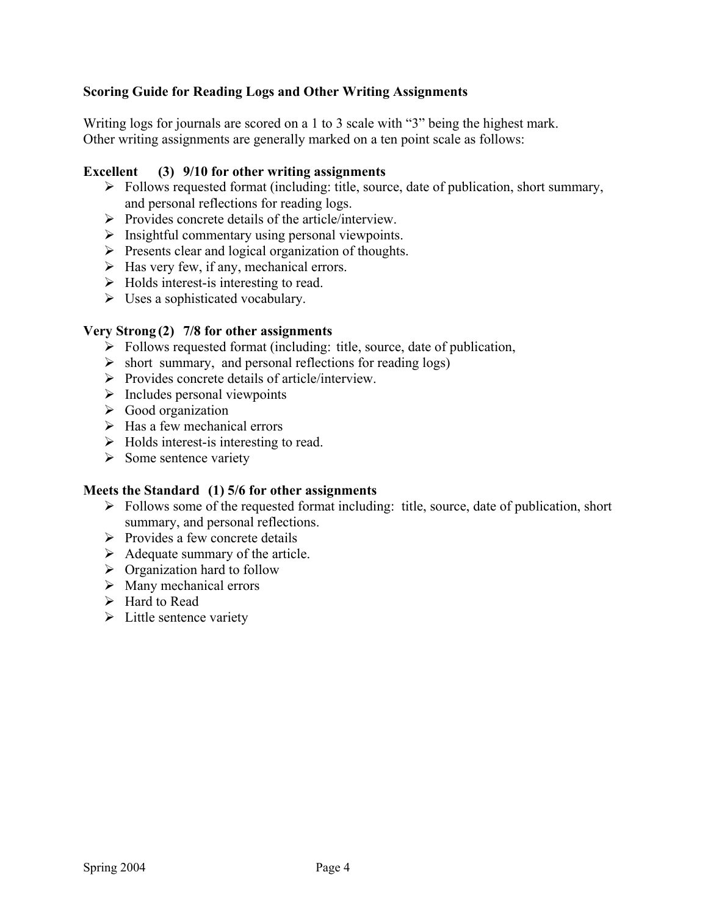**Scoring Guide for Reading Logs and Other Writing Assignments**

Writing logs for journals are scored on a 1 to 3 scale with "3" being the highest mark.
Other writing assignments are generally marked on a ten point scale as follows:

**Excellent (3) 9/10 for other writing assignments**

- Follows requested format (including: title, source, date of publication, short summary, and personal reflections for reading logs.
- Provides concrete details of the article/interview.
- Insightful commentary using personal viewpoints.
- Presents clear and logical organization of thoughts.
- Has very few, if any, mechanical errors.
- Holds interest-is interesting to read.
- Uses a sophisticated vocabulary.

**Very Strong (2) 7/8 for other assignments**

- Follows requested format (including: title, source, date of publication,
- short summary, and personal reflections for reading logs)
- Provides concrete details of article/interview.
- Includes personal viewpoints
- Good organization
- Has a few mechanical errors
- Holds interest-is interesting to read.
- Some sentence variety

**Meets the Standard (1) 5/6 for other assignments**

- Follows some of the requested format including: title, source, date of publication, short summary, and personal reflections.
- Provides a few concrete details
- Adequate summary of the article.
- Organization hard to follow
- Many mechanical errors
- Hard to Read
- Little sentence variety

Spring 2004